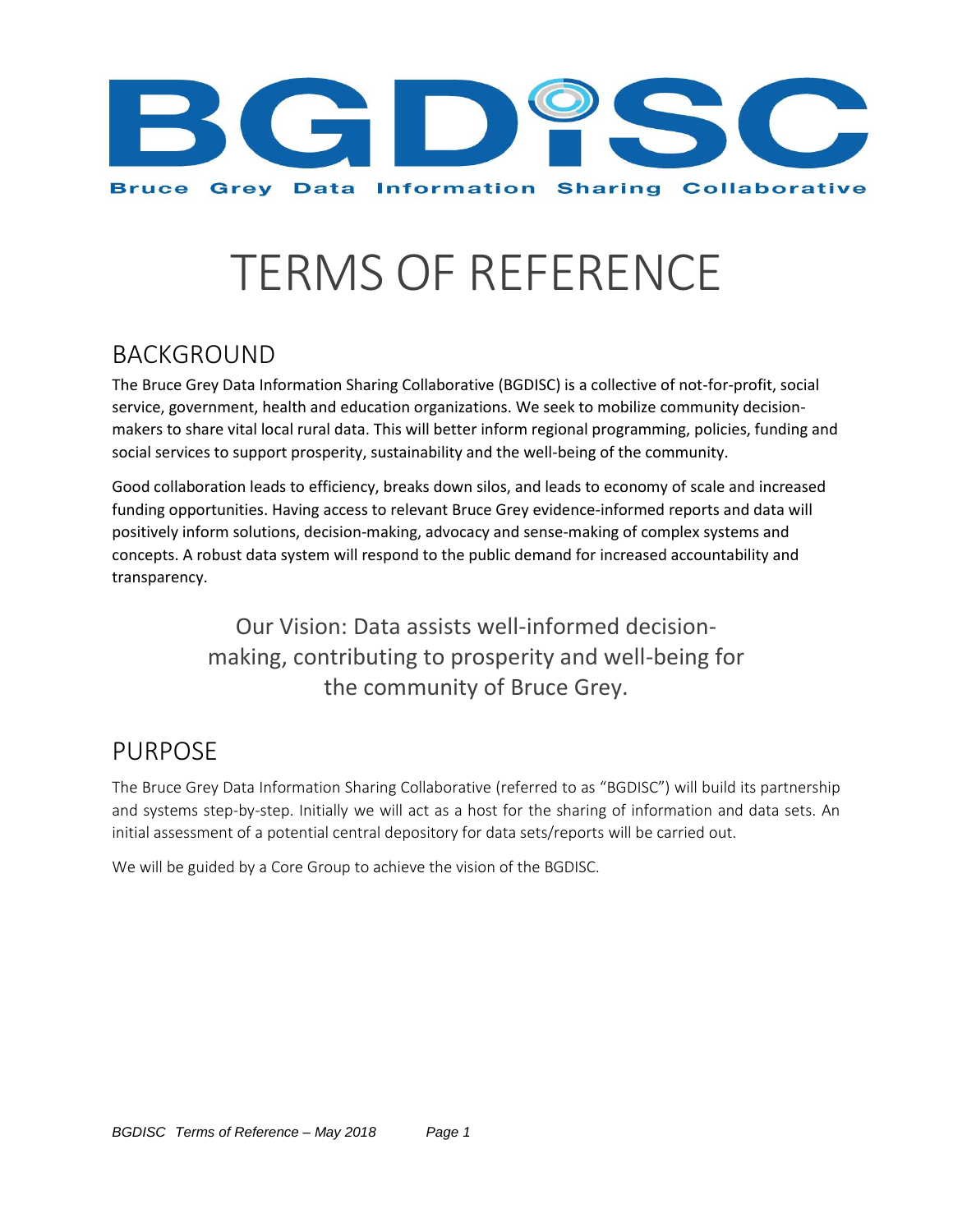# BGDISC

**Bruce Grey Data Information Sharing Collaborative**

# TERMS OF REFERENCE

## BACKGROUND

The Bruce Grey Data Information Sharing Collaborative (BGDISC) is a collective of not-for-profit, social service, government, health and education organizations. We seek to mobilize community decision-makers to share vital local rural data. This will better inform regional programming, policies, funding and social services to support prosperity, sustainability and the well-being of the community.

Good collaboration leads to efficiency, breaks down silos, and leads to economy of scale and increased funding opportunities. Having access to relevant Bruce Grey evidence-informed reports and data will positively inform solutions, decision-making, advocacy and sense-making of complex systems and concepts. A robust data system will respond to the public demand for increased accountability and transparency.

Our Vision: Data assists well-informed decision-making, contributing to prosperity and well-being for the community of Bruce Grey.

## PURPOSE

The Bruce Grey Data Information Sharing Collaborative (referred to as "BGDISC") will build its partnership and systems step-by-step. Initially we will act as a host for the sharing of information and data sets. An initial assessment of a potential central depository for data sets/reports will be carried out.

We will be guided by a Core Group to achieve the vision of the BGDISC.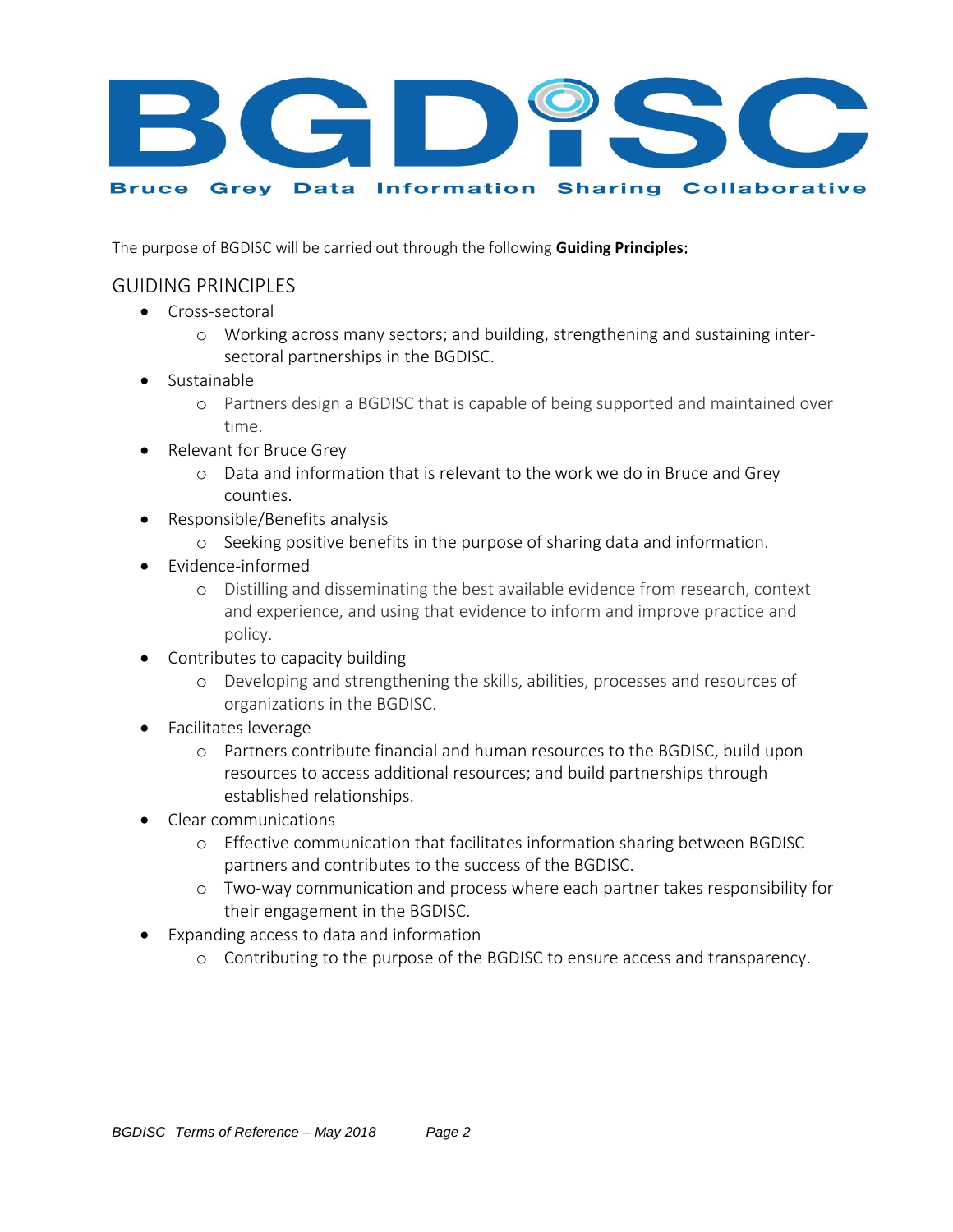# BGDISC

**Bruce Grey Data Information Sharing Collaborative**

The purpose of BGDISC will be carried out through the following **Guiding Principles**:

## GUIDING PRINCIPLES

- Cross-sectoral
  - Working across many sectors; and building, strengthening and sustaining inter-sectoral partnerships in the BGDISC.
- Sustainable
  - Partners design a BGDISC that is capable of being supported and maintained over time.
- Relevant for Bruce Grey
  - Data and information that is relevant to the work we do in Bruce and Grey counties.
- Responsible/Benefits analysis
  - Seeking positive benefits in the purpose of sharing data and information.
- Evidence-informed
  - Distilling and disseminating the best available evidence from research, context and experience, and using that evidence to inform and improve practice and policy.
- Contributes to capacity building
  - Developing and strengthening the skills, abilities, processes and resources of organizations in the BGDISC.
- Facilitates leverage
  - Partners contribute financial and human resources to the BGDISC, build upon resources to access additional resources; and build partnerships through established relationships.
- Clear communications
  - Effective communication that facilitates information sharing between BGDISC partners and contributes to the success of the BGDISC.
  - Two-way communication and process where each partner takes responsibility for their engagement in the BGDISC.
- Expanding access to data and information
  - Contributing to the purpose of the BGDISC to ensure access and transparency.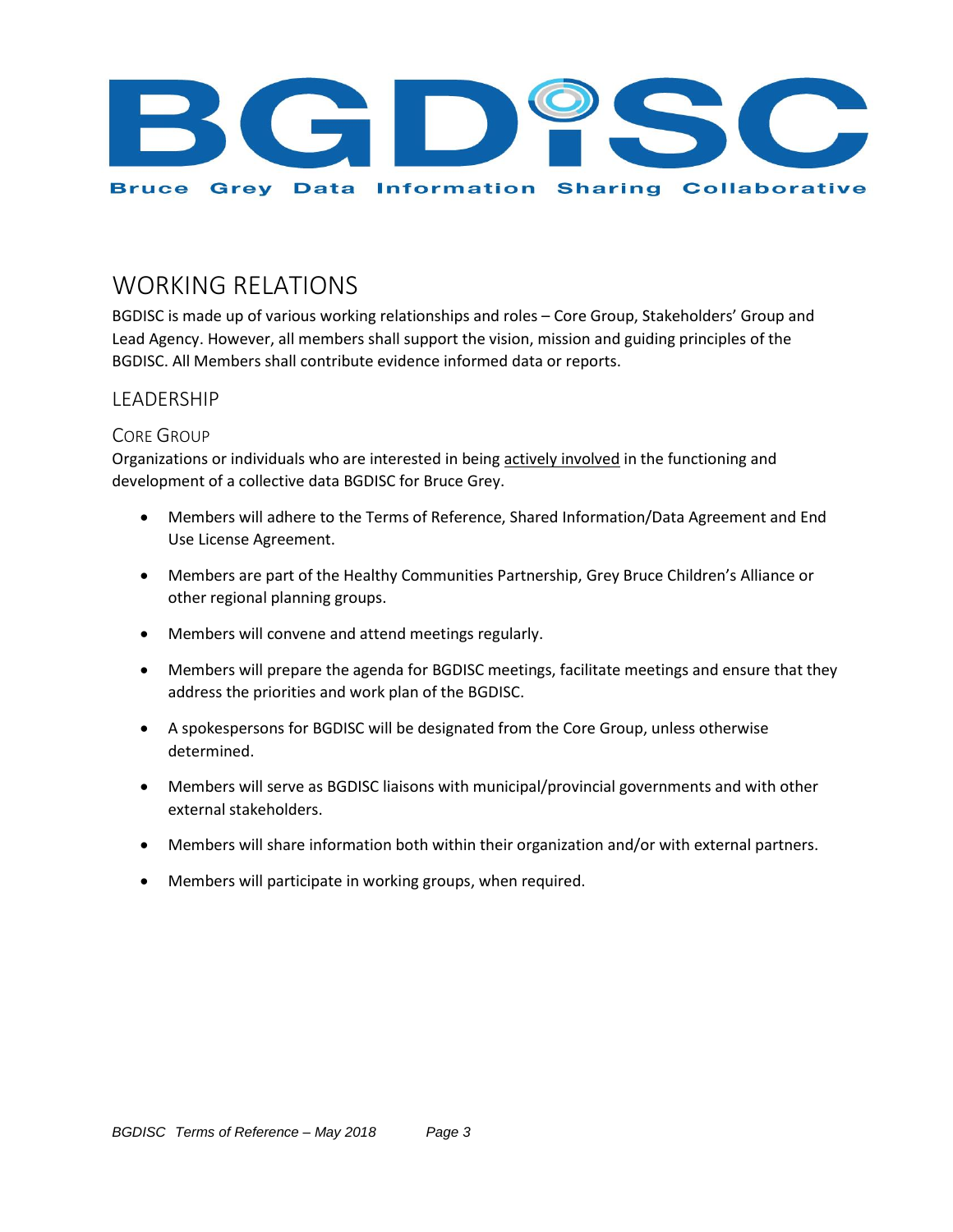BGDISC

Bruce Grey Data Information Sharing Collaborative

# WORKING RELATIONS

BGDISC is made up of various working relationships and roles – Core Group, Stakeholders' Group and Lead Agency. However, all members shall support the vision, mission and guiding principles of the BGDISC. All Members shall contribute evidence informed data or reports.

## LEADERSHIP

### Core Group

Organizations or individuals who are interested in being actively involved in the functioning and development of a collective data BGDISC for Bruce Grey.

- Members will adhere to the Terms of Reference, Shared Information/Data Agreement and End Use License Agreement.
- Members are part of the Healthy Communities Partnership, Grey Bruce Children's Alliance or other regional planning groups.
- Members will convene and attend meetings regularly.
- Members will prepare the agenda for BGDISC meetings, facilitate meetings and ensure that they address the priorities and work plan of the BGDISC.
- A spokespersons for BGDISC will be designated from the Core Group, unless otherwise determined.
- Members will serve as BGDISC liaisons with municipal/provincial governments and with other external stakeholders.
- Members will share information both within their organization and/or with external partners.
- Members will participate in working groups, when required.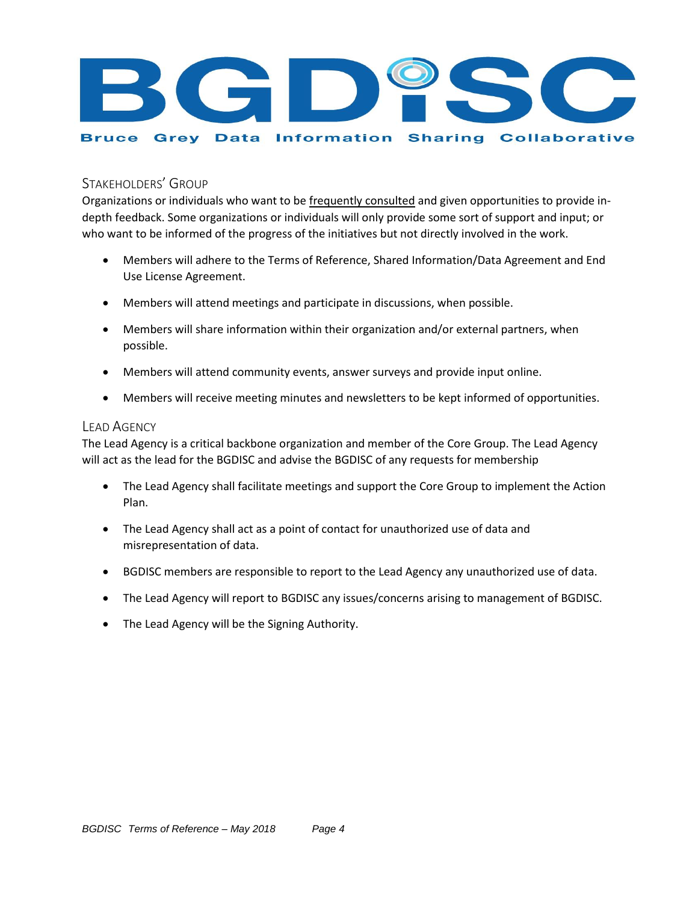## Stakeholders' Group

Organizations or individuals who want to be frequently consulted and given opportunities to provide in-depth feedback. Some organizations or individuals will only provide some sort of support and input; or who want to be informed of the progress of the initiatives but not directly involved in the work.

- Members will adhere to the Terms of Reference, Shared Information/Data Agreement and End Use License Agreement.
- Members will attend meetings and participate in discussions, when possible.
- Members will share information within their organization and/or external partners, when possible.
- Members will attend community events, answer surveys and provide input online.
- Members will receive meeting minutes and newsletters to be kept informed of opportunities.

## Lead Agency

The Lead Agency is a critical backbone organization and member of the Core Group. The Lead Agency will act as the lead for the BGDISC and advise the BGDISC of any requests for membership

- The Lead Agency shall facilitate meetings and support the Core Group to implement the Action Plan.
- The Lead Agency shall act as a point of contact for unauthorized use of data and misrepresentation of data.
- BGDISC members are responsible to report to the Lead Agency any unauthorized use of data.
- The Lead Agency will report to BGDISC any issues/concerns arising to management of BGDISC.
- The Lead Agency will be the Signing Authority.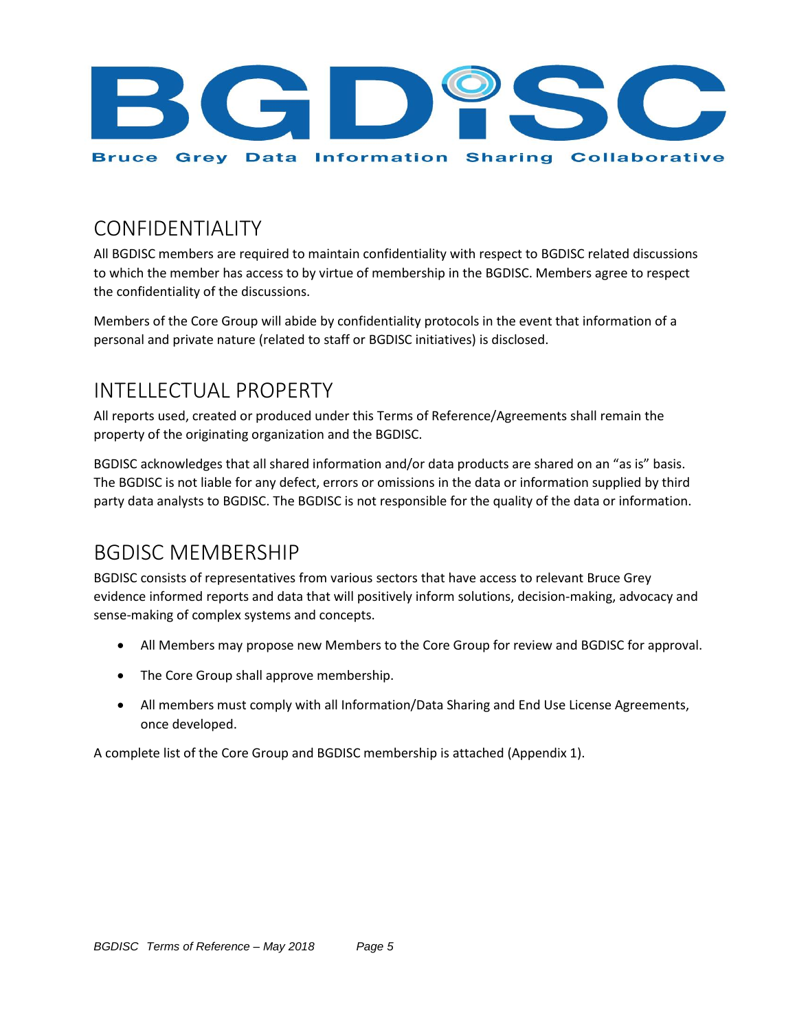## CONFIDENTIALITY

All BGDISC members are required to maintain confidentiality with respect to BGDISC related discussions to which the member has access to by virtue of membership in the BGDISC. Members agree to respect the confidentiality of the discussions.

Members of the Core Group will abide by confidentiality protocols in the event that information of a personal and private nature (related to staff or BGDISC initiatives) is disclosed.

## INTELLECTUAL PROPERTY

All reports used, created or produced under this Terms of Reference/Agreements shall remain the property of the originating organization and the BGDISC.

BGDISC acknowledges that all shared information and/or data products are shared on an "as is" basis. The BGDISC is not liable for any defect, errors or omissions in the data or information supplied by third party data analysts to BGDISC. The BGDISC is not responsible for the quality of the data or information.

## BGDISC MEMBERSHIP

BGDISC consists of representatives from various sectors that have access to relevant Bruce Grey evidence informed reports and data that will positively inform solutions, decision-making, advocacy and sense-making of complex systems and concepts.

- All Members may propose new Members to the Core Group for review and BGDISC for approval.
- The Core Group shall approve membership.
- All members must comply with all Information/Data Sharing and End Use License Agreements, once developed.

A complete list of the Core Group and BGDISC membership is attached (Appendix 1).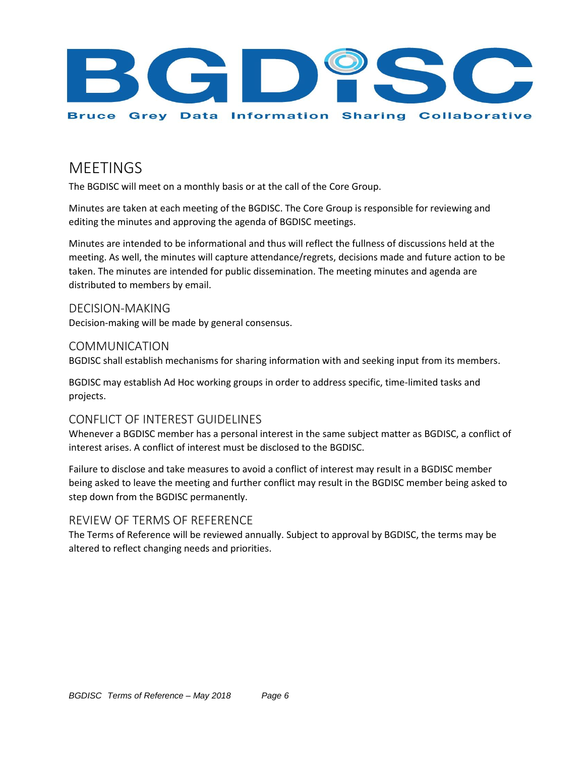## MEETINGS

The BGDISC will meet on a monthly basis or at the call of the Core Group.

Minutes are taken at each meeting of the BGDISC. The Core Group is responsible for reviewing and editing the minutes and approving the agenda of BGDISC meetings.

Minutes are intended to be informational and thus will reflect the fullness of discussions held at the meeting. As well, the minutes will capture attendance/regrets, decisions made and future action to be taken. The minutes are intended for public dissemination. The meeting minutes and agenda are distributed to members by email.

### DECISION-MAKING

Decision-making will be made by general consensus.

### COMMUNICATION

BGDISC shall establish mechanisms for sharing information with and seeking input from its members.

BGDISC may establish Ad Hoc working groups in order to address specific, time-limited tasks and projects.

### CONFLICT OF INTEREST GUIDELINES

Whenever a BGDISC member has a personal interest in the same subject matter as BGDISC, a conflict of interest arises. A conflict of interest must be disclosed to the BGDISC.

Failure to disclose and take measures to avoid a conflict of interest may result in a BGDISC member being asked to leave the meeting and further conflict may result in the BGDISC member being asked to step down from the BGDISC permanently.

### REVIEW OF TERMS OF REFERENCE

The Terms of Reference will be reviewed annually. Subject to approval by BGDISC, the terms may be altered to reflect changing needs and priorities.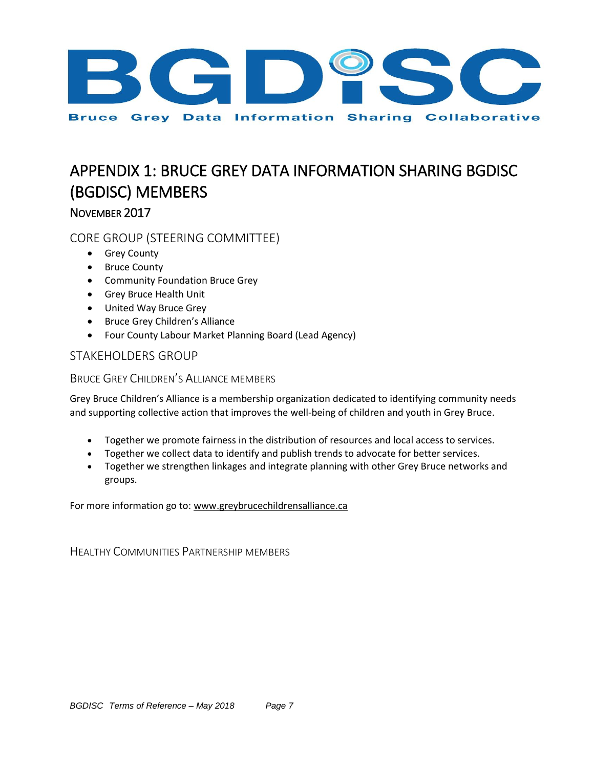# BGDISC

**Bruce Grey Data Information Sharing Collaborative**

# APPENDIX 1: BRUCE GREY DATA INFORMATION SHARING BGDISC (BGDISC) MEMBERS

## November 2017

## CORE GROUP (STEERING COMMITTEE)

- Grey County
- Bruce County
- Community Foundation Bruce Grey
- Grey Bruce Health Unit
- United Way Bruce Grey
- Bruce Grey Children's Alliance
- Four County Labour Market Planning Board (Lead Agency)

## STAKEHOLDERS GROUP

### Bruce Grey Children's Alliance members

Grey Bruce Children's Alliance is a membership organization dedicated to identifying community needs and supporting collective action that improves the well-being of children and youth in Grey Bruce.

- Together we promote fairness in the distribution of resources and local access to services.
- Together we collect data to identify and publish trends to advocate for better services.
- Together we strengthen linkages and integrate planning with other Grey Bruce networks and groups.

For more information go to: www.greybrucechildrensalliance.ca

### Healthy Communities Partnership members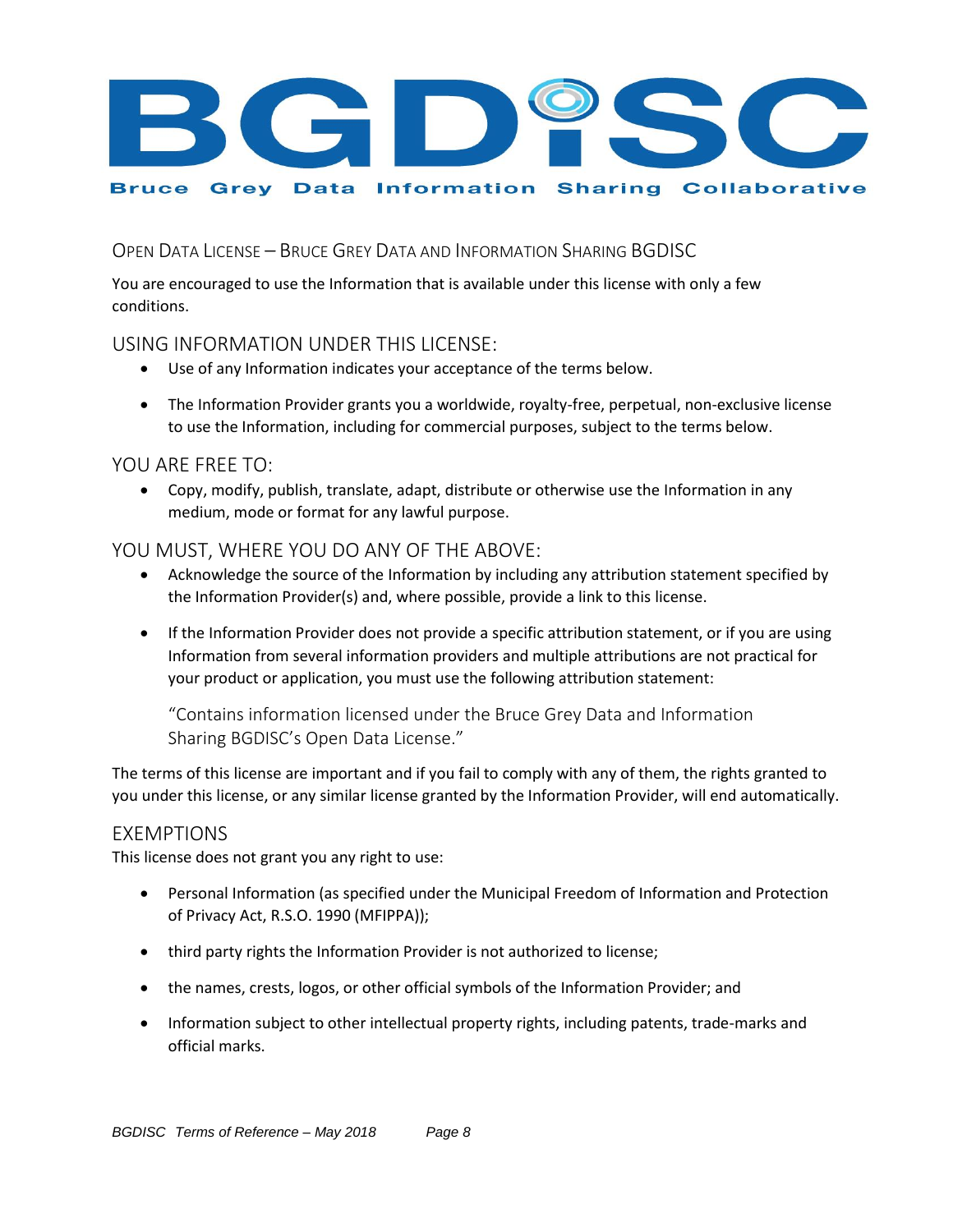# BGDiSC

**Bruce Grey Data Information Sharing Collaborative**

## Open Data License – Bruce Grey Data and Information Sharing BGDISC

You are encouraged to use the Information that is available under this license with only a few conditions.

### USING INFORMATION UNDER THIS LICENSE:

- Use of any Information indicates your acceptance of the terms below.
- The Information Provider grants you a worldwide, royalty-free, perpetual, non-exclusive license to use the Information, including for commercial purposes, subject to the terms below.

### YOU ARE FREE TO:

- Copy, modify, publish, translate, adapt, distribute or otherwise use the Information in any medium, mode or format for any lawful purpose.

### YOU MUST, WHERE YOU DO ANY OF THE ABOVE:

- Acknowledge the source of the Information by including any attribution statement specified by the Information Provider(s) and, where possible, provide a link to this license.
- If the Information Provider does not provide a specific attribution statement, or if you are using Information from several information providers and multiple attributions are not practical for your product or application, you must use the following attribution statement:

  "Contains information licensed under the Bruce Grey Data and Information Sharing BGDISC's Open Data License."

The terms of this license are important and if you fail to comply with any of them, the rights granted to you under this license, or any similar license granted by the Information Provider, will end automatically.

### EXEMPTIONS

This license does not grant you any right to use:

- Personal Information (as specified under the Municipal Freedom of Information and Protection of Privacy Act, R.S.O. 1990 (MFIPPA));
- third party rights the Information Provider is not authorized to license;
- the names, crests, logos, or other official symbols of the Information Provider; and
- Information subject to other intellectual property rights, including patents, trade-marks and official marks.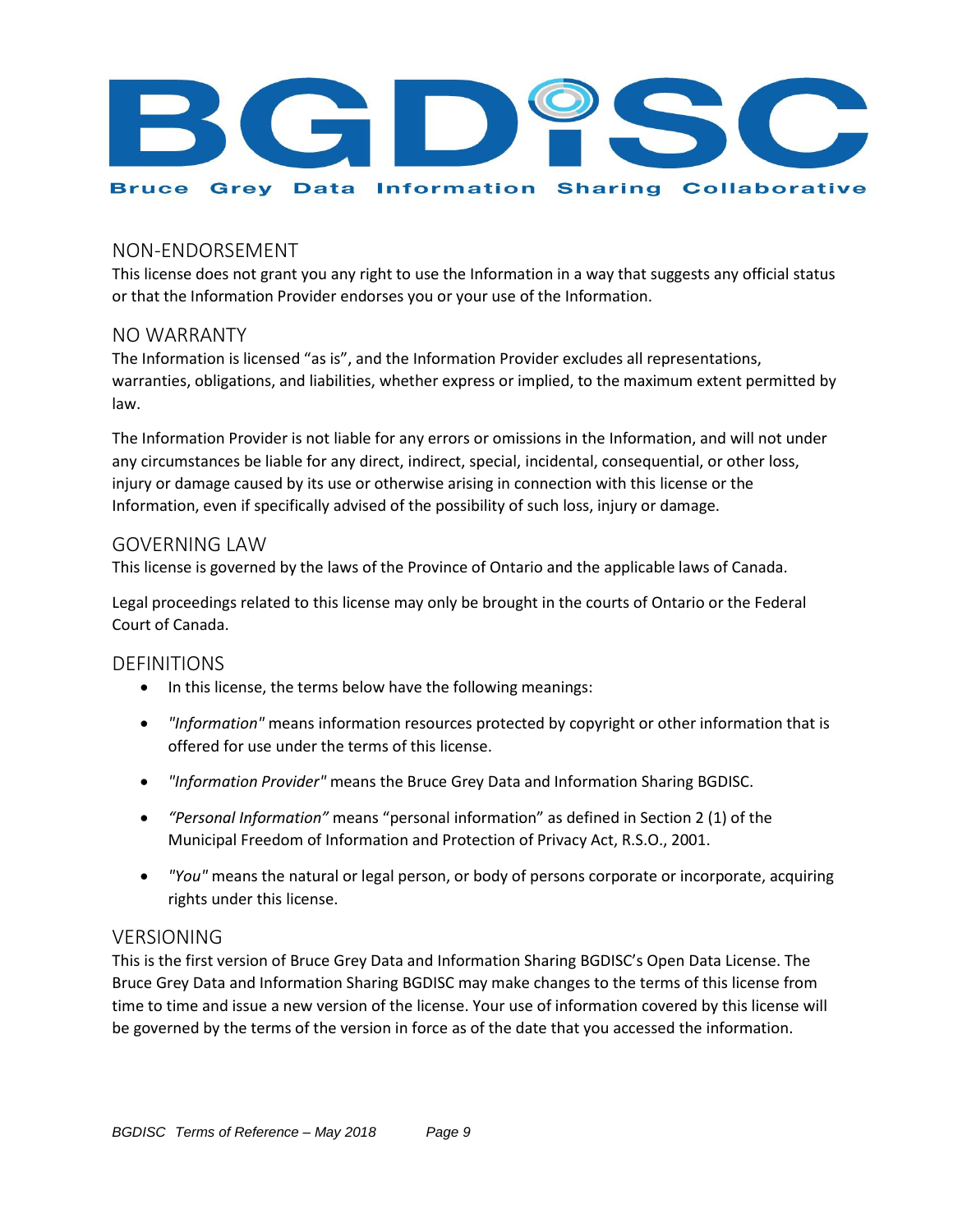## NON-ENDORSEMENT

This license does not grant you any right to use the Information in a way that suggests any official status or that the Information Provider endorses you or your use of the Information.

## NO WARRANTY

The Information is licensed "as is", and the Information Provider excludes all representations, warranties, obligations, and liabilities, whether express or implied, to the maximum extent permitted by law.

The Information Provider is not liable for any errors or omissions in the Information, and will not under any circumstances be liable for any direct, indirect, special, incidental, consequential, or other loss, injury or damage caused by its use or otherwise arising in connection with this license or the Information, even if specifically advised of the possibility of such loss, injury or damage.

## GOVERNING LAW

This license is governed by the laws of the Province of Ontario and the applicable laws of Canada.

Legal proceedings related to this license may only be brought in the courts of Ontario or the Federal Court of Canada.

## DEFINITIONS

- In this license, the terms below have the following meanings:
- *"Information"* means information resources protected by copyright or other information that is offered for use under the terms of this license.
- *"Information Provider"* means the Bruce Grey Data and Information Sharing BGDISC.
- *"Personal Information"* means "personal information" as defined in Section 2 (1) of the Municipal Freedom of Information and Protection of Privacy Act, R.S.O., 2001.
- *"You"* means the natural or legal person, or body of persons corporate or incorporate, acquiring rights under this license.

## VERSIONING

This is the first version of Bruce Grey Data and Information Sharing BGDISC's Open Data License. The Bruce Grey Data and Information Sharing BGDISC may make changes to the terms of this license from time to time and issue a new version of the license. Your use of information covered by this license will be governed by the terms of the version in force as of the date that you accessed the information.